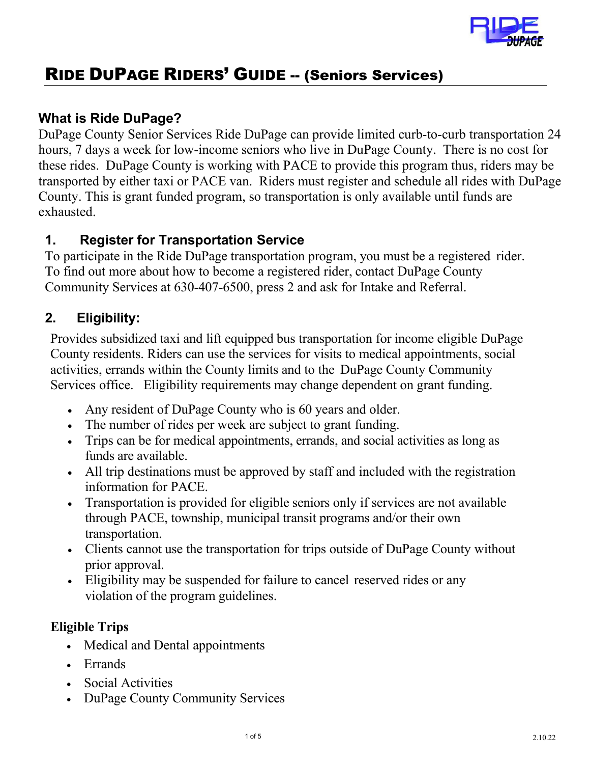# RIDE DUPAGE RIDERS' GUIDE -- (Seniors Services)

## What is Ride DuPage?

DuPage County Senior Services Ride DuPage can provide limited curb-to-curb transportation 24 hours, 7 days a week for low-income seniors who live in DuPage County. There is no cost for these rides. DuPage County is working with PACE to provide this program thus, riders may be transported by either taxi or PACE van. Riders must register and schedule all rides with DuPage County. This is grant funded program, so transportation is only available until funds are exhausted.

## 1. Register for Transportation Service

To participate in the Ride DuPage transportation program, you must be a registered rider. To find out more about how to become a registered rider, contact DuPage County Community Services at 630-407-6500, press 2 and ask for Intake and Referral.

## 2. Eligibility:

Provides subsidized taxi and lift equipped bus transportation for income eligible DuPage County residents. Riders can use the services for visits to medical appointments, social activities, errands within the County limits and to the DuPage County Community Services office. Eligibility requirements may change dependent on grant funding.

- Any resident of DuPage County who is 60 years and older.
- The number of rides per week are subject to grant funding.
- Trips can be for medical appointments, errands, and social activities as long as funds are available.
- All trip destinations must be approved by staff and included with the registration information for PACE.
- Transportation is provided for eligible seniors only if services are not available through PACE, township, municipal transit programs and/or their own transportation.
- Clients cannot use the transportation for trips outside of DuPage County without prior approval.
- Eligibility may be suspended for failure to cancel reserved rides or any violation of the program guidelines.

**Eligible Trips**

- Medical and Dental appointments
- Errands
- Social Activities
- DuPage County Community Services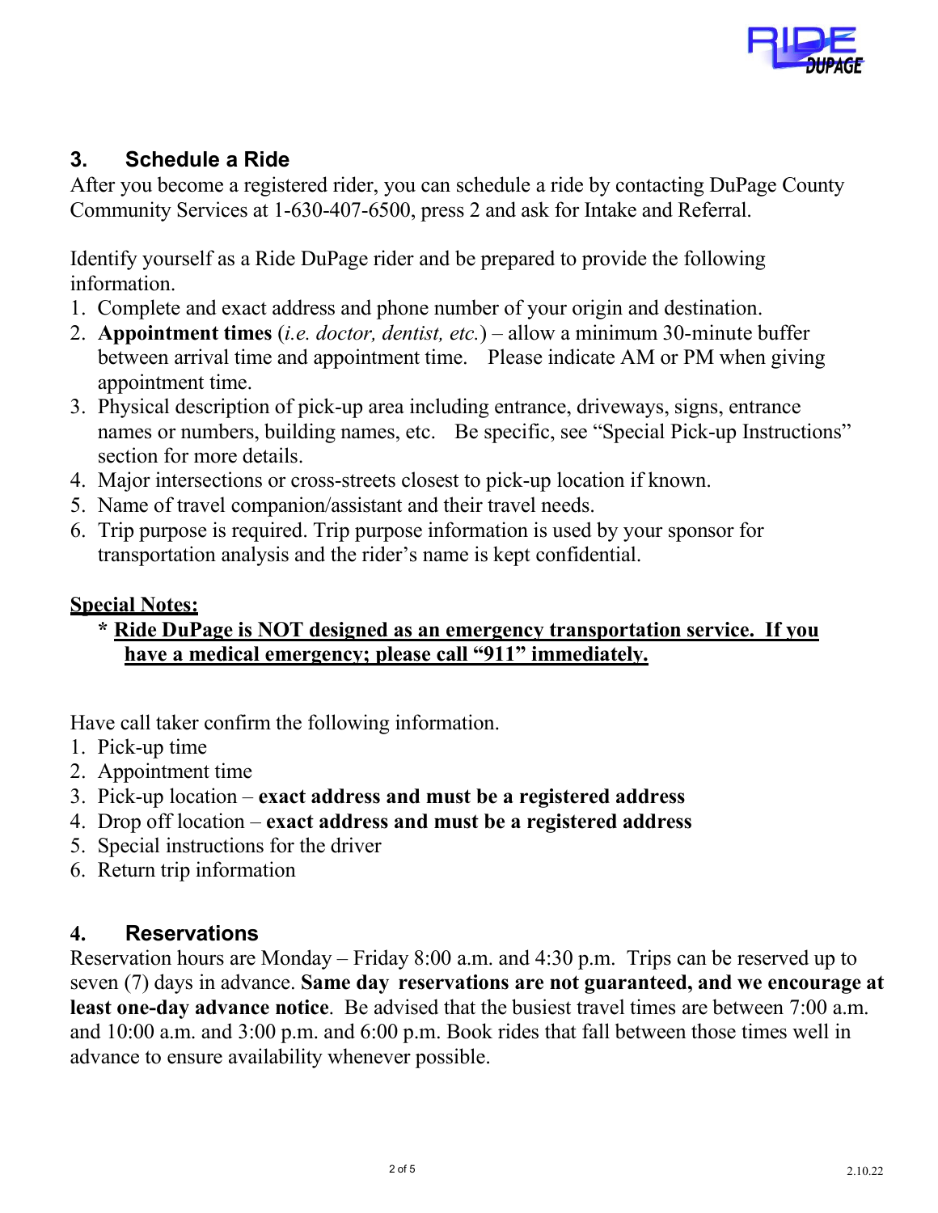## 3. Schedule a Ride

After you become a registered rider, you can schedule a ride by contacting DuPage County Community Services at 1-630-407-6500, press 2 and ask for Intake and Referral.

Identify yourself as a Ride DuPage rider and be prepared to provide the following information.

1. Complete and exact address and phone number of your origin and destination.
2. **Appointment times** (*i.e. doctor, dentist, etc.*) – allow a minimum 30-minute buffer between arrival time and appointment time. Please indicate AM or PM when giving appointment time.
3. Physical description of pick-up area including entrance, driveways, signs, entrance names or numbers, building names, etc. Be specific, see "Special Pick-up Instructions" section for more details.
4. Major intersections or cross-streets closest to pick-up location if known.
5. Name of travel companion/assistant and their travel needs.
6. Trip purpose is required. Trip purpose information is used by your sponsor for transportation analysis and the rider's name is kept confidential.

**Special Notes:**

* **Ride DuPage is NOT designed as an emergency transportation service. If you have a medical emergency; please call "911" immediately.**

Have call taker confirm the following information.

1. Pick-up time
2. Appointment time
3. Pick-up location – **exact address and must be a registered address**
4. Drop off location – **exact address and must be a registered address**
5. Special instructions for the driver
6. Return trip information

## 4. Reservations

Reservation hours are Monday – Friday 8:00 a.m. and 4:30 p.m. Trips can be reserved up to seven (7) days in advance. **Same day reservations are not guaranteed, and we encourage at least one-day advance notice**. Be advised that the busiest travel times are between 7:00 a.m. and 10:00 a.m. and 3:00 p.m. and 6:00 p.m. Book rides that fall between those times well in advance to ensure availability whenever possible.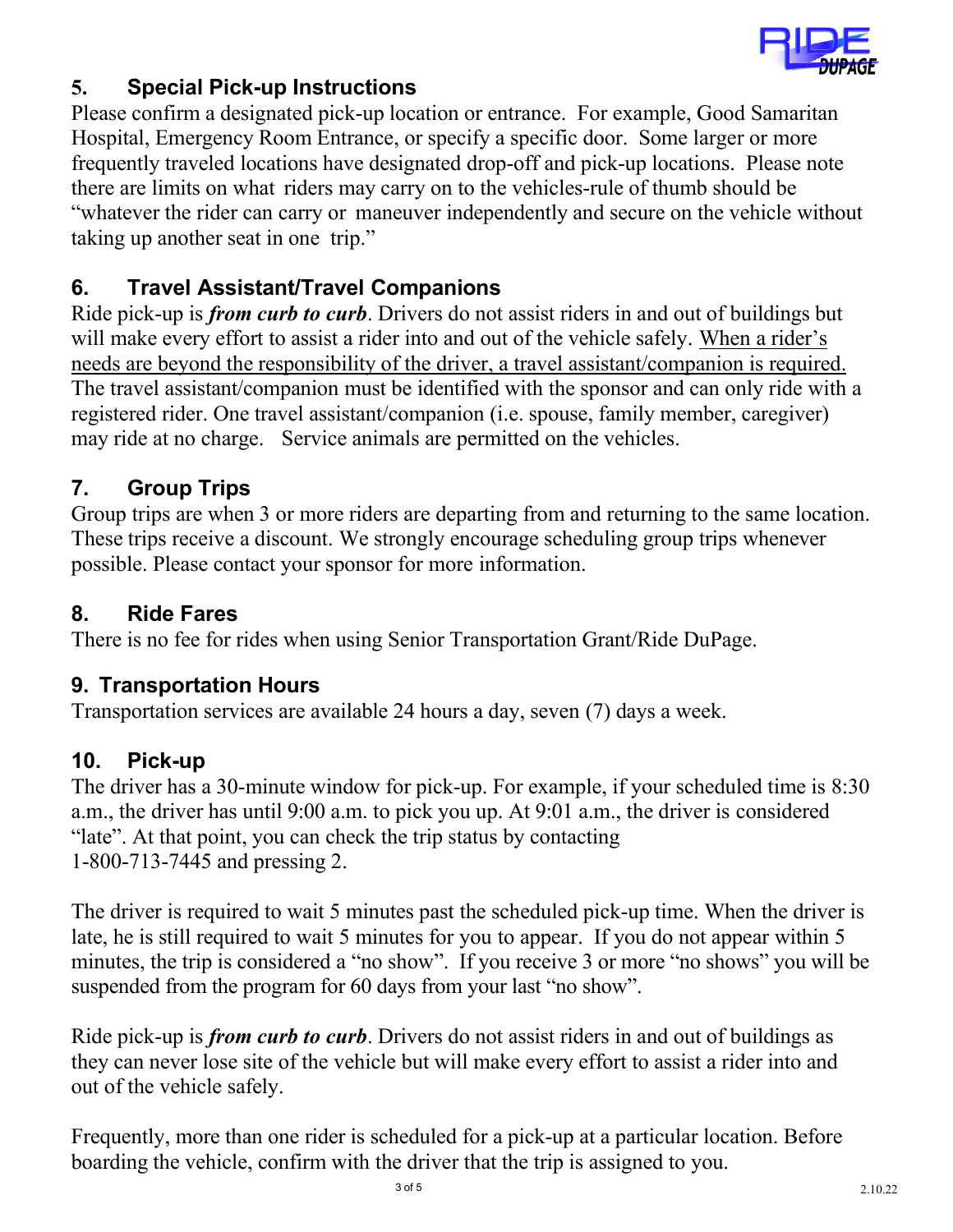## 5. Special Pick-up Instructions

Please confirm a designated pick-up location or entrance. For example, Good Samaritan Hospital, Emergency Room Entrance, or specify a specific door. Some larger or more frequently traveled locations have designated drop-off and pick-up locations. Please note there are limits on what riders may carry on to the vehicles-rule of thumb should be "whatever the rider can carry or maneuver independently and secure on the vehicle without taking up another seat in one trip."

## 6. Travel Assistant/Travel Companions

Ride pick-up is ***from curb to curb***. Drivers do not assist riders in and out of buildings but will make every effort to assist a rider into and out of the vehicle safely. <u>When a rider's needs are beyond the responsibility of the driver, a travel assistant/companion is required.</u> The travel assistant/companion must be identified with the sponsor and can only ride with a registered rider. One travel assistant/companion (i.e. spouse, family member, caregiver) may ride at no charge. Service animals are permitted on the vehicles.

## 7. Group Trips

Group trips are when 3 or more riders are departing from and returning to the same location. These trips receive a discount. We strongly encourage scheduling group trips whenever possible. Please contact your sponsor for more information.

## 8. Ride Fares

There is no fee for rides when using Senior Transportation Grant/Ride DuPage.

## 9. Transportation Hours

Transportation services are available 24 hours a day, seven (7) days a week.

## 10. Pick-up

The driver has a 30-minute window for pick-up. For example, if your scheduled time is 8:30 a.m., the driver has until 9:00 a.m. to pick you up. At 9:01 a.m., the driver is considered "late". At that point, you can check the trip status by contacting 1-800-713-7445 and pressing 2.

The driver is required to wait 5 minutes past the scheduled pick-up time. When the driver is late, he is still required to wait 5 minutes for you to appear. If you do not appear within 5 minutes, the trip is considered a "no show". If you receive 3 or more "no shows" you will be suspended from the program for 60 days from your last "no show".

Ride pick-up is ***from curb to curb***. Drivers do not assist riders in and out of buildings as they can never lose site of the vehicle but will make every effort to assist a rider into and out of the vehicle safely.

Frequently, more than one rider is scheduled for a pick-up at a particular location. Before boarding the vehicle, confirm with the driver that the trip is assigned to you.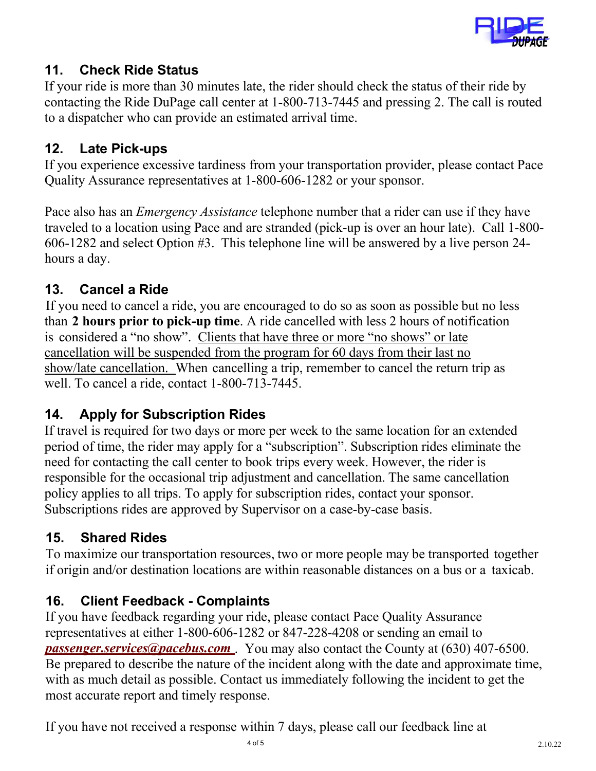## 11. Check Ride Status

If your ride is more than 30 minutes late, the rider should check the status of their ride by contacting the Ride DuPage call center at 1-800-713-7445 and pressing 2. The call is routed to a dispatcher who can provide an estimated arrival time.

## 12. Late Pick-ups

If you experience excessive tardiness from your transportation provider, please contact Pace Quality Assurance representatives at 1-800-606-1282 or your sponsor.

Pace also has an *Emergency Assistance* telephone number that a rider can use if they have traveled to a location using Pace and are stranded (pick-up is over an hour late). Call 1-800-606-1282 and select Option #3. This telephone line will be answered by a live person 24-hours a day.

## 13. Cancel a Ride

If you need to cancel a ride, you are encouraged to do so as soon as possible but no less than **2 hours prior to pick-up time**. A ride cancelled with less 2 hours of notification is considered a "no show". Clients that have three or more "no shows" or late cancellation will be suspended from the program for 60 days from their last no show/late cancellation. When cancelling a trip, remember to cancel the return trip as well. To cancel a ride, contact 1-800-713-7445.

## 14. Apply for Subscription Rides

If travel is required for two days or more per week to the same location for an extended period of time, the rider may apply for a "subscription". Subscription rides eliminate the need for contacting the call center to book trips every week. However, the rider is responsible for the occasional trip adjustment and cancellation. The same cancellation policy applies to all trips. To apply for subscription rides, contact your sponsor. Subscriptions rides are approved by Supervisor on a case-by-case basis.

## 15. Shared Rides

To maximize our transportation resources, two or more people may be transported together if origin and/or destination locations are within reasonable distances on a bus or a taxicab.

## 16. Client Feedback - Complaints

If you have feedback regarding your ride, please contact Pace Quality Assurance representatives at either 1-800-606-1282 or 847-228-4208 or sending an email to ***passenger.services@pacebus.com*** . You may also contact the County at (630) 407-6500. Be prepared to describe the nature of the incident along with the date and approximate time, with as much detail as possible. Contact us immediately following the incident to get the most accurate report and timely response.

If you have not received a response within 7 days, please call our feedback line at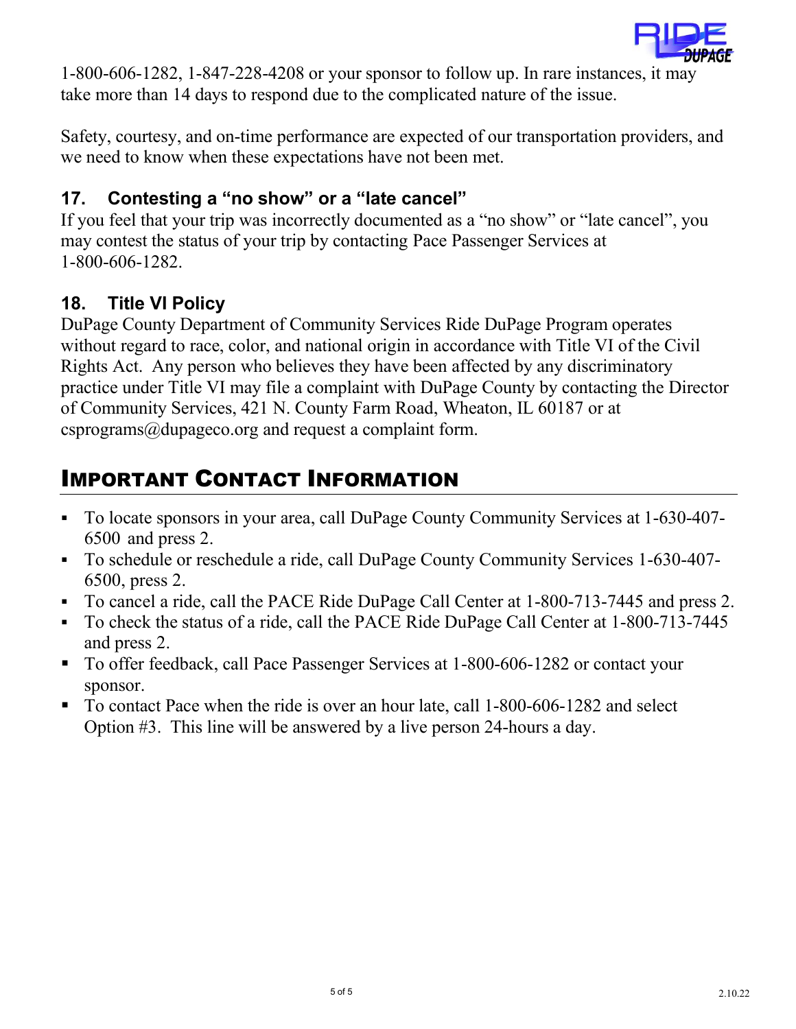1-800-606-1282, 1-847-228-4208 or your sponsor to follow up. In rare instances, it may take more than 14 days to respond due to the complicated nature of the issue.

Safety, courtesy, and on-time performance are expected of our transportation providers, and we need to know when these expectations have not been met.

### 17. Contesting a "no show" or a "late cancel"

If you feel that your trip was incorrectly documented as a "no show" or "late cancel", you may contest the status of your trip by contacting Pace Passenger Services at 1-800-606-1282.

### 18. Title VI Policy

DuPage County Department of Community Services Ride DuPage Program operates without regard to race, color, and national origin in accordance with Title VI of the Civil Rights Act. Any person who believes they have been affected by any discriminatory practice under Title VI may file a complaint with DuPage County by contacting the Director of Community Services, 421 N. County Farm Road, Wheaton, IL 60187 or at csprograms@dupageco.org and request a complaint form.

## Important Contact Information

- To locate sponsors in your area, call DuPage County Community Services at 1-630-407-6500 and press 2.
- To schedule or reschedule a ride, call DuPage County Community Services 1-630-407-6500, press 2.
- To cancel a ride, call the PACE Ride DuPage Call Center at 1-800-713-7445 and press 2.
- To check the status of a ride, call the PACE Ride DuPage Call Center at 1-800-713-7445 and press 2.
- To offer feedback, call Pace Passenger Services at 1-800-606-1282 or contact your sponsor.
- To contact Pace when the ride is over an hour late, call 1-800-606-1282 and select Option #3. This line will be answered by a live person 24-hours a day.